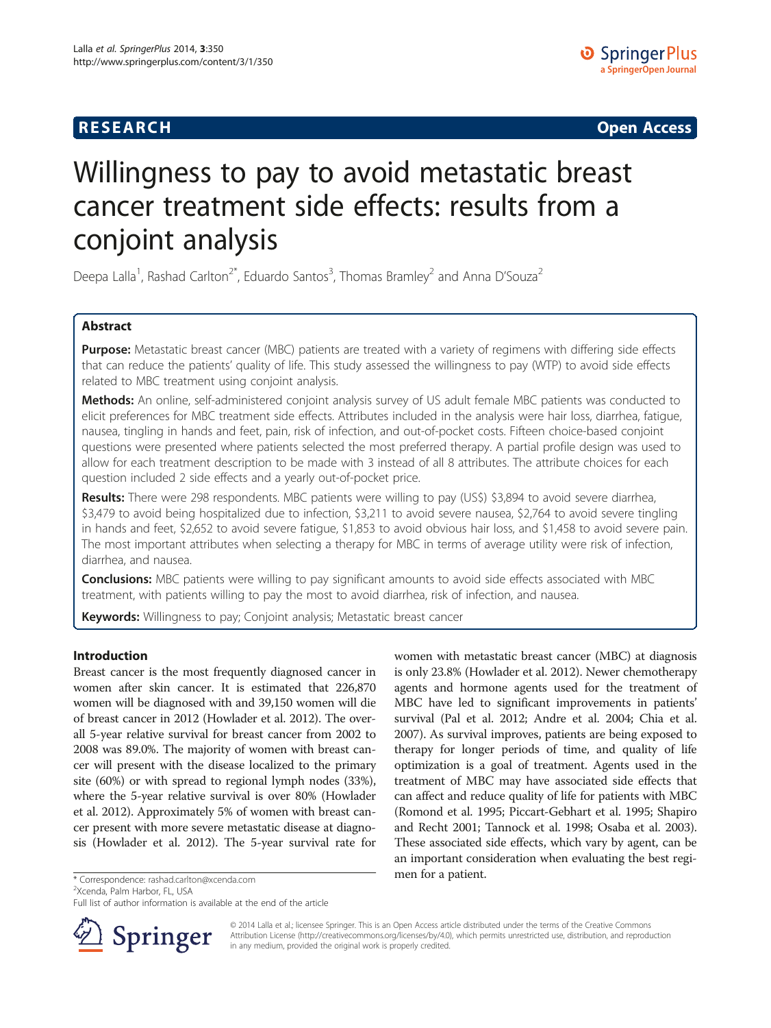RESEARCH Open Access

# Willingness to pay to avoid metastatic breast cancer treatment side effects: results from a conjoint analysis

Deepa Lalla[1], Rashad Carlton[2*], Eduardo Santos[3], Thomas Bramley[2] and Anna D'Souza[2]

## Abstract

**Purpose:** Metastatic breast cancer (MBC) patients are treated with a variety of regimens with differing side effects that can reduce the patients' quality of life. This study assessed the willingness to pay (WTP) to avoid side effects related to MBC treatment using conjoint analysis.

**Methods:** An online, self-administered conjoint analysis survey of US adult female MBC patients was conducted to elicit preferences for MBC treatment side effects. Attributes included in the analysis were hair loss, diarrhea, fatigue, nausea, tingling in hands and feet, pain, risk of infection, and out-of-pocket costs. Fifteen choice-based conjoint questions were presented where patients selected the most preferred therapy. A partial profile design was used to allow for each treatment description to be made with 3 instead of all 8 attributes. The attribute choices for each question included 2 side effects and a yearly out-of-pocket price.

**Results:** There were 298 respondents. MBC patients were willing to pay (US$) $3,894 to avoid severe diarrhea, $3,479 to avoid being hospitalized due to infection, $3,211 to avoid severe nausea, $2,764 to avoid severe tingling in hands and feet, $2,652 to avoid severe fatigue, $1,853 to avoid obvious hair loss, and $1,458 to avoid severe pain. The most important attributes when selecting a therapy for MBC in terms of average utility were risk of infection, diarrhea, and nausea.

**Conclusions:** MBC patients were willing to pay significant amounts to avoid side effects associated with MBC treatment, with patients willing to pay the most to avoid diarrhea, risk of infection, and nausea.

**Keywords:** Willingness to pay; Conjoint analysis; Metastatic breast cancer

## Introduction

Breast cancer is the most frequently diagnosed cancer in women after skin cancer. It is estimated that 226,870 women will be diagnosed with and 39,150 women will die of breast cancer in 2012 (Howlader et al. 2012). The overall 5-year relative survival for breast cancer from 2002 to 2008 was 89.0%. The majority of women with breast cancer will present with the disease localized to the primary site (60%) or with spread to regional lymph nodes (33%), where the 5-year relative survival is over 80% (Howlader et al. 2012). Approximately 5% of women with breast cancer present with more severe metastatic disease at diagnosis (Howlader et al. 2012). The 5-year survival rate for women with metastatic breast cancer (MBC) at diagnosis is only 23.8% (Howlader et al. 2012). Newer chemotherapy agents and hormone agents used for the treatment of MBC have led to significant improvements in patients' survival (Pal et al. 2012; Andre et al. 2004; Chia et al. 2007). As survival improves, patients are being exposed to therapy for longer periods of time, and quality of life optimization is a goal of treatment. Agents used in the treatment of MBC may have associated side effects that can affect and reduce quality of life for patients with MBC (Romond et al. 1995; Piccart-Gebhart et al. 1995; Shapiro and Recht 2001; Tannock et al. 1998; Osaba et al. 2003). These associated side effects, which vary by agent, can be an important consideration when evaluating the best regimen for a patient.

\* Correspondence: rashad.carlton@xcenda.com
[2]Xcenda, Palm Harbor, FL, USA
Full list of author information is available at the end of the article

© 2014 Lalla et al.; licensee Springer. This is an Open Access article distributed under the terms of the Creative Commons Attribution License (http://creativecommons.org/licenses/by/4.0), which permits unrestricted use, distribution, and reproduction in any medium, provided the original work is properly credited.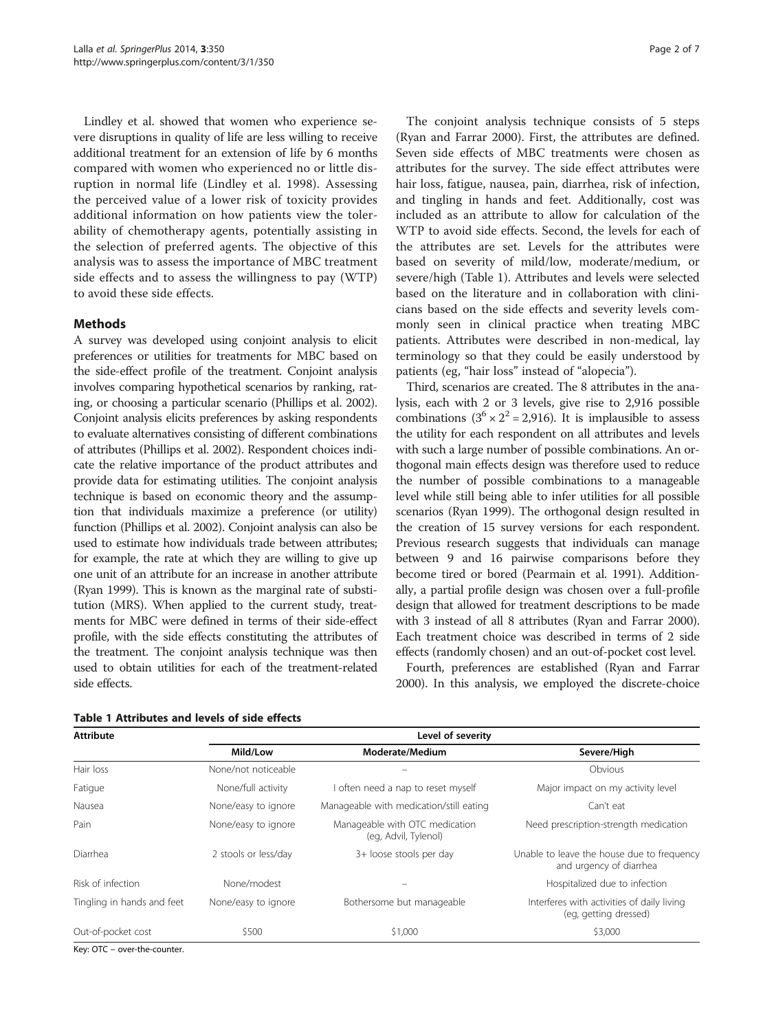Lindley et al. showed that women who experience severe disruptions in quality of life are less willing to receive additional treatment for an extension of life by 6 months compared with women who experienced no or little disruption in normal life (Lindley et al. 1998). Assessing the perceived value of a lower risk of toxicity provides additional information on how patients view the tolerability of chemotherapy agents, potentially assisting in the selection of preferred agents. The objective of this analysis was to assess the importance of MBC treatment side effects and to assess the willingness to pay (WTP) to avoid these side effects.

## Methods

A survey was developed using conjoint analysis to elicit preferences or utilities for treatments for MBC based on the side-effect profile of the treatment. Conjoint analysis involves comparing hypothetical scenarios by ranking, rating, or choosing a particular scenario (Phillips et al. 2002). Conjoint analysis elicits preferences by asking respondents to evaluate alternatives consisting of different combinations of attributes (Phillips et al. 2002). Respondent choices indicate the relative importance of the product attributes and provide data for estimating utilities. The conjoint analysis technique is based on economic theory and the assumption that individuals maximize a preference (or utility) function (Phillips et al. 2002). Conjoint analysis can also be used to estimate how individuals trade between attributes; for example, the rate at which they are willing to give up one unit of an attribute for an increase in another attribute (Ryan 1999). This is known as the marginal rate of substitution (MRS). When applied to the current study, treatments for MBC were defined in terms of their side-effect profile, with the side effects constituting the attributes of the treatment. The conjoint analysis technique was then used to obtain utilities for each of the treatment-related side effects.

The conjoint analysis technique consists of 5 steps (Ryan and Farrar 2000). First, the attributes are defined. Seven side effects of MBC treatments were chosen as attributes for the survey. The side effect attributes were hair loss, fatigue, nausea, pain, diarrhea, risk of infection, and tingling in hands and feet. Additionally, cost was included as an attribute to allow for calculation of the WTP to avoid side effects. Second, the levels for each of the attributes are set. Levels for the attributes were based on severity of mild/low, moderate/medium, or severe/high (Table 1). Attributes and levels were selected based on the literature and in collaboration with clinicians based on the side effects and severity levels commonly seen in clinical practice when treating MBC patients. Attributes were described in non-medical, lay terminology so that they could be easily understood by patients (eg, "hair loss" instead of "alopecia").

Third, scenarios are created. The 8 attributes in the analysis, each with 2 or 3 levels, give rise to 2,916 possible combinations ($3^6 \times 2^2 = 2{,}916$). It is implausible to assess the utility for each respondent on all attributes and levels with such a large number of possible combinations. An orthogonal main effects design was therefore used to reduce the number of possible combinations to a manageable level while still being able to infer utilities for all possible scenarios (Ryan 1999). The orthogonal design resulted in the creation of 15 survey versions for each respondent. Previous research suggests that individuals can manage between 9 and 16 pairwise comparisons before they become tired or bored (Pearmain et al. 1991). Additionally, a partial profile design was chosen over a full-profile design that allowed for treatment descriptions to be made with 3 instead of all 8 attributes (Ryan and Farrar 2000). Each treatment choice was described in terms of 2 side effects (randomly chosen) and an out-of-pocket cost level.

Fourth, preferences are established (Ryan and Farrar 2000). In this analysis, we employed the discrete-choice

**Table 1 Attributes and levels of side effects**

| Attribute | Level of severity | | |
|---|---|---|---|
| | Mild/Low | Moderate/Medium | Severe/High |
| Hair loss | None/not noticeable | – | Obvious |
| Fatigue | None/full activity | I often need a nap to reset myself | Major impact on my activity level |
| Nausea | None/easy to ignore | Manageable with medication/still eating | Can't eat |
| Pain | None/easy to ignore | Manageable with OTC medication (eg, Advil, Tylenol) | Need prescription-strength medication |
| Diarrhea | 2 stools or less/day | 3+ loose stools per day | Unable to leave the house due to frequency and urgency of diarrhea |
| Risk of infection | None/modest | – | Hospitalized due to infection |
| Tingling in hands and feet | None/easy to ignore | Bothersome but manageable | Interferes with activities of daily living (eg, getting dressed) |
| Out-of-pocket cost | \$500 | \$1,000 | \$3,000 |

Key: OTC – over-the-counter.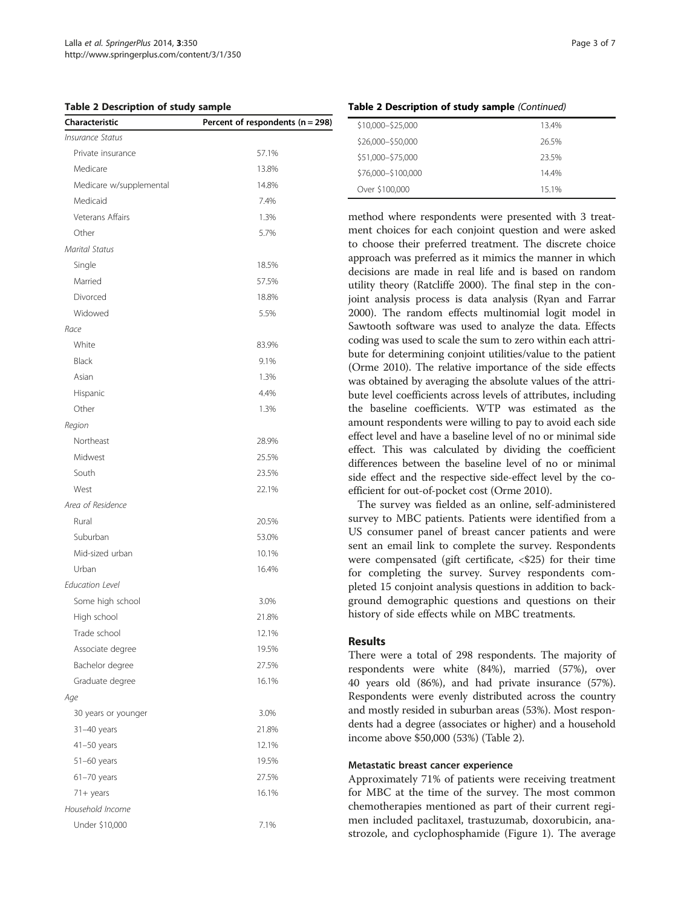**Table 2 Description of study sample**

| Characteristic | Percent of respondents (n = 298) |
|---|---|
| *Insurance Status* | |
| Private insurance | 57.1% |
| Medicare | 13.8% |
| Medicare w/supplemental | 14.8% |
| Medicaid | 7.4% |
| Veterans Affairs | 1.3% |
| Other | 5.7% |
| *Marital Status* | |
| Single | 18.5% |
| Married | 57.5% |
| Divorced | 18.8% |
| Widowed | 5.5% |
| *Race* | |
| White | 83.9% |
| Black | 9.1% |
| Asian | 1.3% |
| Hispanic | 4.4% |
| Other | 1.3% |
| *Region* | |
| Northeast | 28.9% |
| Midwest | 25.5% |
| South | 23.5% |
| West | 22.1% |
| *Area of Residence* | |
| Rural | 20.5% |
| Suburban | 53.0% |
| Mid-sized urban | 10.1% |
| Urban | 16.4% |
| *Education Level* | |
| Some high school | 3.0% |
| High school | 21.8% |
| Trade school | 12.1% |
| Associate degree | 19.5% |
| Bachelor degree | 27.5% |
| Graduate degree | 16.1% |
| *Age* | |
| 30 years or younger | 3.0% |
| 31–40 years | 21.8% |
| 41–50 years | 12.1% |
| 51–60 years | 19.5% |
| 61–70 years | 27.5% |
| 71+ years | 16.1% |
| *Household Income* | |
| Under $10,000 | 7.1% |
| $10,000–$25,000 | 13.4% |
| $26,000–$50,000 | 26.5% |
| $51,000–$75,000 | 23.5% |
| $76,000–$100,000 | 14.4% |
| Over $100,000 | 15.1% |

method where respondents were presented with 3 treatment choices for each conjoint question and were asked to choose their preferred treatment. The discrete choice approach was preferred as it mimics the manner in which decisions are made in real life and is based on random utility theory (Ratcliffe 2000). The final step in the conjoint analysis process is data analysis (Ryan and Farrar 2000). The random effects multinomial logit model in Sawtooth software was used to analyze the data. Effects coding was used to scale the sum to zero within each attribute for determining conjoint utilities/value to the patient (Orme 2010). The relative importance of the side effects was obtained by averaging the absolute values of the attribute level coefficients across levels of attributes, including the baseline coefficients. WTP was estimated as the amount respondents were willing to pay to avoid each side effect level and have a baseline level of no or minimal side effect. This was calculated by dividing the coefficient differences between the baseline level of no or minimal side effect and the respective side-effect level by the coefficient for out-of-pocket cost (Orme 2010).

The survey was fielded as an online, self-administered survey to MBC patients. Patients were identified from a US consumer panel of breast cancer patients and were sent an email link to complete the survey. Respondents were compensated (gift certificate, <$25) for their time for completing the survey. Survey respondents completed 15 conjoint analysis questions in addition to background demographic questions and questions on their history of side effects while on MBC treatments.

## Results

There were a total of 298 respondents. The majority of respondents were white (84%), married (57%), over 40 years old (86%), and had private insurance (57%). Respondents were evenly distributed across the country and mostly resided in suburban areas (53%). Most respondents had a degree (associates or higher) and a household income above $50,000 (53%) (Table 2).

### Metastatic breast cancer experience

Approximately 71% of patients were receiving treatment for MBC at the time of the survey. The most common chemotherapies mentioned as part of their current regimen included paclitaxel, trastuzumab, doxorubicin, anastrozole, and cyclophosphamide (Figure 1). The average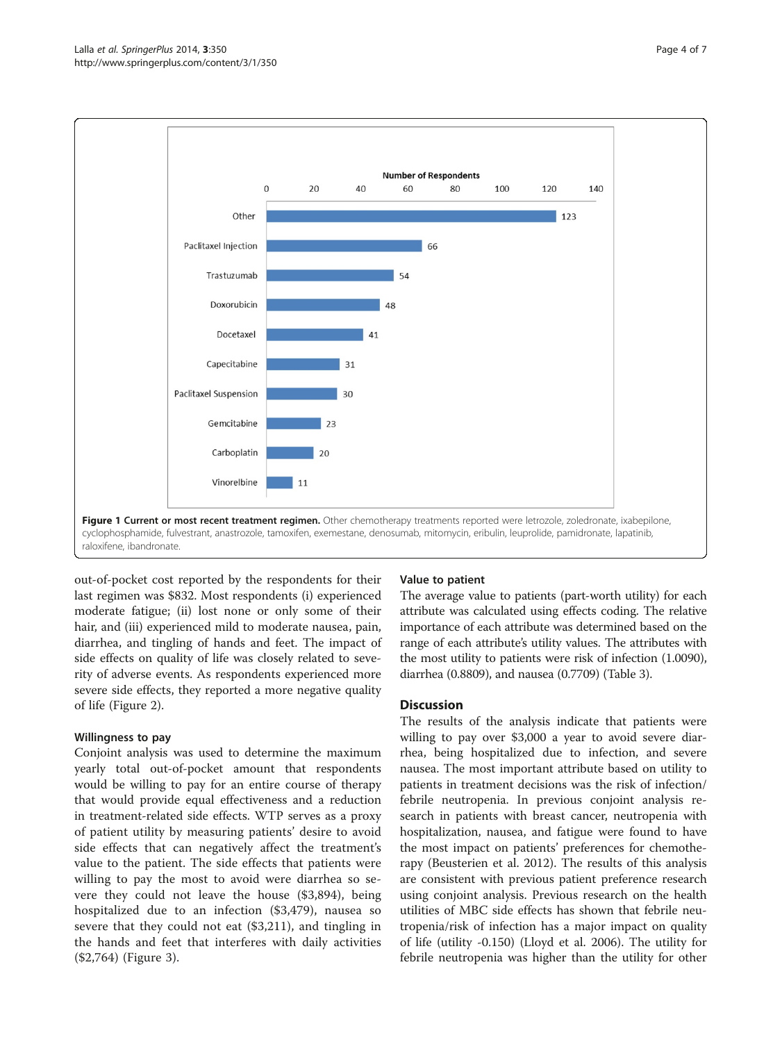Figure 1 Current or most recent treatment regimen. Other chemotherapy treatments reported were letrozole, zoledronate, ixabepilone, cyclophosphamide, fulvestrant, anastrozole, tamoxifen, exemestane, denosumab, mitomycin, eribulin, leuprolide, pamidronate, lapatinib, raloxifene, ibandronate.

out-of-pocket cost reported by the respondents for their last regimen was $832. Most respondents (i) experienced moderate fatigue; (ii) lost none or only some of their hair, and (iii) experienced mild to moderate nausea, pain, diarrhea, and tingling of hands and feet. The impact of side effects on quality of life was closely related to severity of adverse events. As respondents experienced more severe side effects, they reported a more negative quality of life (Figure 2).

### Willingness to pay

Conjoint analysis was used to determine the maximum yearly total out-of-pocket amount that respondents would be willing to pay for an entire course of therapy that would provide equal effectiveness and a reduction in treatment-related side effects. WTP serves as a proxy of patient utility by measuring patients' desire to avoid side effects that can negatively affect the treatment's value to the patient. The side effects that patients were willing to pay the most to avoid were diarrhea so severe they could not leave the house ($3,894), being hospitalized due to an infection ($3,479), nausea so severe that they could not eat ($3,211), and tingling in the hands and feet that interferes with daily activities ($2,764) (Figure 3).

### Value to patient

The average value to patients (part-worth utility) for each attribute was calculated using effects coding. The relative importance of each attribute was determined based on the range of each attribute's utility values. The attributes with the most utility to patients were risk of infection (1.0090), diarrhea (0.8809), and nausea (0.7709) (Table 3).

## Discussion

The results of the analysis indicate that patients were willing to pay over $3,000 a year to avoid severe diarrhea, being hospitalized due to infection, and severe nausea. The most important attribute based on utility to patients in treatment decisions was the risk of infection/febrile neutropenia. In previous conjoint analysis research in patients with breast cancer, neutropenia with hospitalization, nausea, and fatigue were found to have the most impact on patients' preferences for chemotherapy (Beusterien et al. 2012). The results of this analysis are consistent with previous patient preference research using conjoint analysis. Previous research on the health utilities of MBC side effects has shown that febrile neutropenia/risk of infection has a major impact on quality of life (utility -0.150) (Lloyd et al. 2006). The utility for febrile neutropenia was higher than the utility for other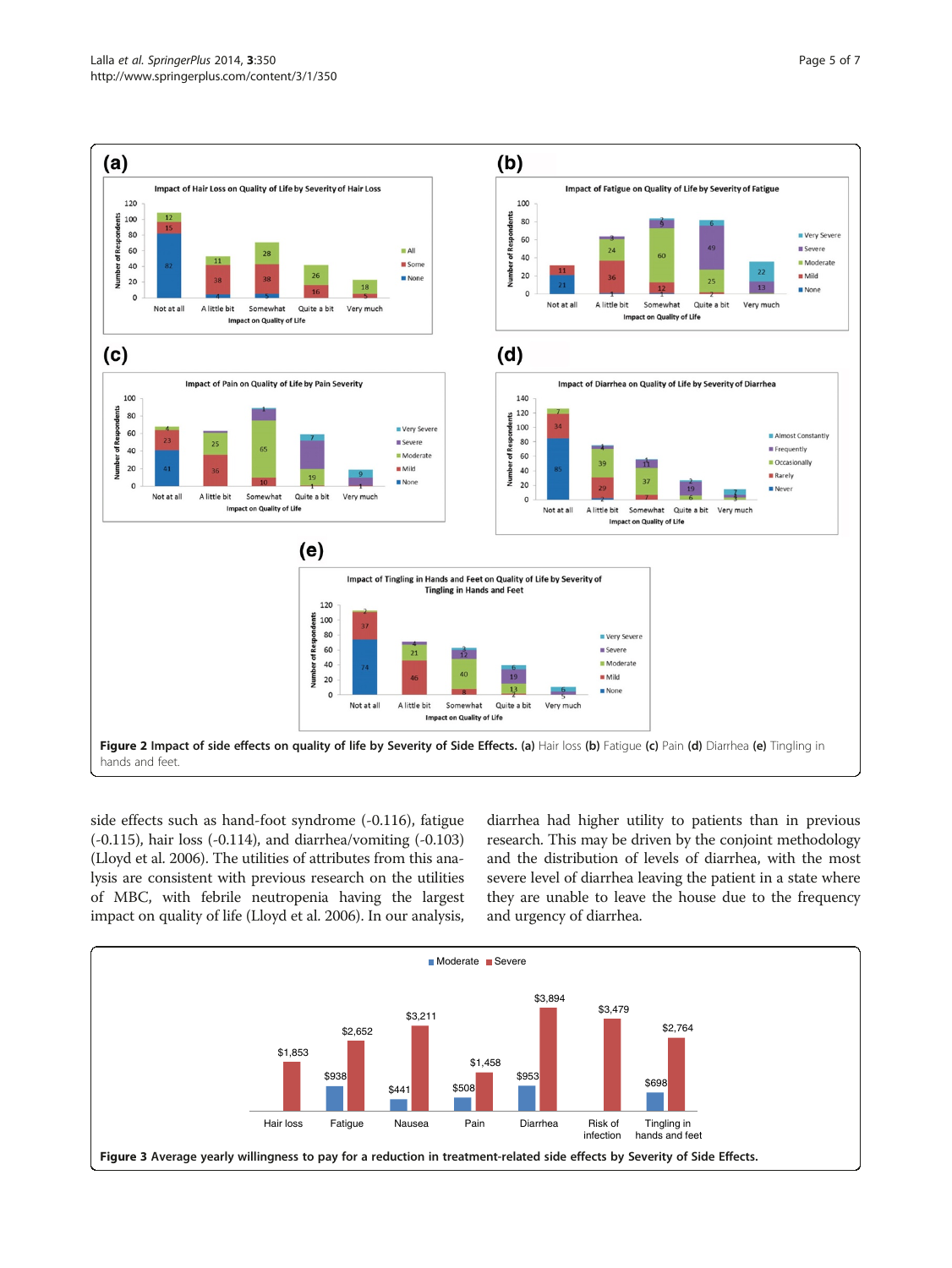Figure 2 Impact of side effects on quality of life by Severity of Side Effects. (a) Hair loss (b) Fatigue (c) Pain (d) Diarrhea (e) Tingling in hands and feet.

side effects such as hand-foot syndrome (-0.116), fatigue (-0.115), hair loss (-0.114), and diarrhea/vomiting (-0.103) (Lloyd et al. 2006). The utilities of attributes from this analysis are consistent with previous research on the utilities of MBC, with febrile neutropenia having the largest impact on quality of life (Lloyd et al. 2006). In our analysis, diarrhea had higher utility to patients than in previous research. This may be driven by the conjoint methodology and the distribution of levels of diarrhea, with the most severe level of diarrhea leaving the patient in a state where they are unable to leave the house due to the frequency and urgency of diarrhea.

Figure 3 Average yearly willingness to pay for a reduction in treatment-related side effects by Severity of Side Effects.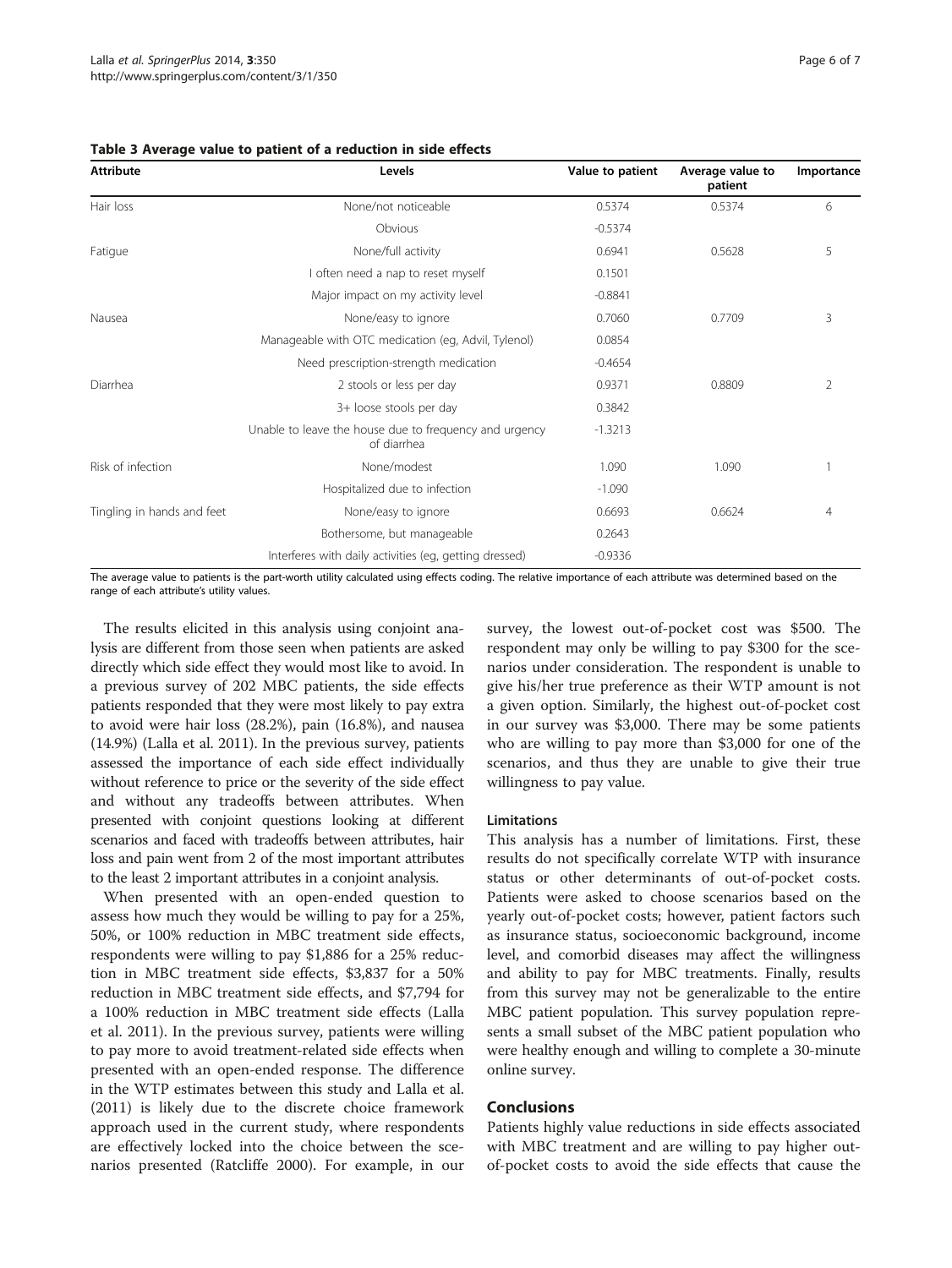**Table 3 Average value to patient of a reduction in side effects**

| Attribute | Levels | Value to patient | Average value to patient | Importance |
|---|---|---|---|---|
| Hair loss | None/not noticeable | 0.5374 | 0.5374 | 6 |
| | Obvious | -0.5374 | | |
| Fatigue | None/full activity | 0.6941 | 0.5628 | 5 |
| | I often need a nap to reset myself | 0.1501 | | |
| | Major impact on my activity level | -0.8841 | | |
| Nausea | None/easy to ignore | 0.7060 | 0.7709 | 3 |
| | Manageable with OTC medication (eg, Advil, Tylenol) | 0.0854 | | |
| | Need prescription-strength medication | -0.4654 | | |
| Diarrhea | 2 stools or less per day | 0.9371 | 0.8809 | 2 |
| | 3+ loose stools per day | 0.3842 | | |
| | Unable to leave the house due to frequency and urgency of diarrhea | -1.3213 | | |
| Risk of infection | None/modest | 1.090 | 1.090 | 1 |
| | Hospitalized due to infection | -1.090 | | |
| Tingling in hands and feet | None/easy to ignore | 0.6693 | 0.6624 | 4 |
| | Bothersome, but manageable | 0.2643 | | |
| | Interferes with daily activities (eg, getting dressed) | -0.9336 | | |

The average value to patients is the part-worth utility calculated using effects coding. The relative importance of each attribute was determined based on the range of each attribute's utility values.

The results elicited in this analysis using conjoint analysis are different from those seen when patients are asked directly which side effect they would most like to avoid. In a previous survey of 202 MBC patients, the side effects patients responded that they were most likely to pay extra to avoid were hair loss (28.2%), pain (16.8%), and nausea (14.9%) (Lalla et al. 2011). In the previous survey, patients assessed the importance of each side effect individually without reference to price or the severity of the side effect and without any tradeoffs between attributes. When presented with conjoint questions looking at different scenarios and faced with tradeoffs between attributes, hair loss and pain went from 2 of the most important attributes to the least 2 important attributes in a conjoint analysis.

When presented with an open-ended question to assess how much they would be willing to pay for a 25%, 50%, or 100% reduction in MBC treatment side effects, respondents were willing to pay $1,886 for a 25% reduction in MBC treatment side effects, $3,837 for a 50% reduction in MBC treatment side effects, and $7,794 for a 100% reduction in MBC treatment side effects (Lalla et al. 2011). In the previous survey, patients were willing to pay more to avoid treatment-related side effects when presented with an open-ended response. The difference in the WTP estimates between this study and Lalla et al. (2011) is likely due to the discrete choice framework approach used in the current study, where respondents are effectively locked into the choice between the scenarios presented (Ratcliffe 2000). For example, in our survey, the lowest out-of-pocket cost was $500. The respondent may only be willing to pay $300 for the scenarios under consideration. The respondent is unable to give his/her true preference as their WTP amount is not a given option. Similarly, the highest out-of-pocket cost in our survey was $3,000. There may be some patients who are willing to pay more than $3,000 for one of the scenarios, and thus they are unable to give their true willingness to pay value.

### Limitations

This analysis has a number of limitations. First, these results do not specifically correlate WTP with insurance status or other determinants of out-of-pocket costs. Patients were asked to choose scenarios based on the yearly out-of-pocket costs; however, patient factors such as insurance status, socioeconomic background, income level, and comorbid diseases may affect the willingness and ability to pay for MBC treatments. Finally, results from this survey may not be generalizable to the entire MBC patient population. This survey population represents a small subset of the MBC patient population who were healthy enough and willing to complete a 30-minute online survey.

## Conclusions

Patients highly value reductions in side effects associated with MBC treatment and are willing to pay higher out-of-pocket costs to avoid the side effects that cause the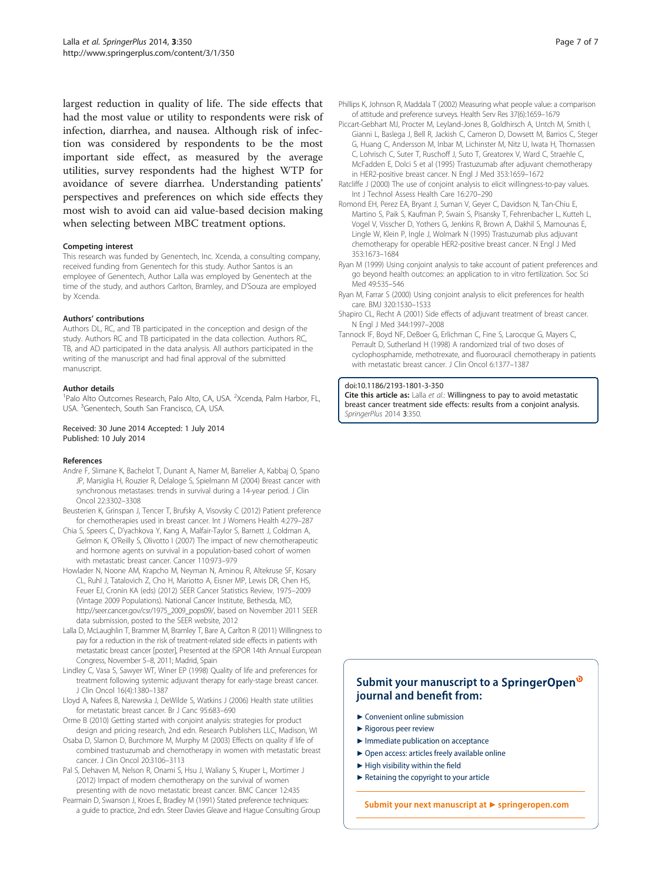largest reduction in quality of life. The side effects that had the most value or utility to respondents were risk of infection, diarrhea, and nausea. Although risk of infection was considered by respondents to be the most important side effect, as measured by the average utilities, survey respondents had the highest WTP for avoidance of severe diarrhea. Understanding patients' perspectives and preferences on which side effects they most wish to avoid can aid value-based decision making when selecting between MBC treatment options.

#### Competing interest

This research was funded by Genentech, Inc. Xcenda, a consulting company, received funding from Genentech for this study. Author Santos is an employee of Genentech, Author Lalla was employed by Genentech at the time of the study, and authors Carlton, Bramley, and D'Souza are employed by Xcenda.

#### Authors' contributions

Authors DL, RC, and TB participated in the conception and design of the study. Authors RC and TB participated in the data collection. Authors RC, TB, and AD participated in the data analysis. All authors participated in the writing of the manuscript and had final approval of the submitted manuscript.

#### Author details

[1]Palo Alto Outcomes Research, Palo Alto, CA, USA. [2]Xcenda, Palm Harbor, FL, USA. [3]Genentech, South San Francisco, CA, USA.

Received: 30 June 2014 Accepted: 1 July 2014
Published: 10 July 2014

#### References

Andre F, Slimane K, Bachelot T, Dunant A, Namer M, Barrelier A, Kabbaj O, Spano JP, Marsiglia H, Rouzier R, Delaloge S, Spielmann M (2004) Breast cancer with synchronous metastases: trends in survival during a 14-year period. J Clin Oncol 22:3302–3308

Beusterien K, Grinspan J, Tencer T, Brufsky A, Visovsky C (2012) Patient preference for chemotherapies used in breast cancer. Int J Womens Health 4:279–287

Chia S, Speers C, D'yachkova Y, Kang A, Malfair-Taylor S, Barnett J, Coldman A, Gelmon K, O'Reilly S, Olivotto I (2007) The impact of new chemotherapeutic and hormone agents on survival in a population-based cohort of women with metastatic breast cancer. Cancer 110:973–979

Howlader N, Noone AM, Krapcho M, Neyman N, Aminou R, Altekruse SF, Kosary CL, Ruhl J, Tatalovich Z, Cho H, Mariotto A, Eisner MP, Lewis DR, Chen HS, Feuer EJ, Cronin KA (eds) (2012) SEER Cancer Statistics Review, 1975–2009 (Vintage 2009 Populations). National Cancer Institute, Bethesda, MD, http://seer.cancer.gov/csr/1975_2009_pops09/, based on November 2011 SEER data submission, posted to the SEER website, 2012

Lalla D, McLaughlin T, Brammer M, Bramley T, Bare A, Carlton R (2011) Willingness to pay for a reduction in the risk of treatment-related side effects in patients with metastatic breast cancer [poster], Presented at the ISPOR 14th Annual European Congress, November 5–8, 2011; Madrid, Spain

Lindley C, Vasa S, Sawyer WT, Winer EP (1998) Quality of life and preferences for treatment following systemic adjuvant therapy for early-stage breast cancer. J Clin Oncol 16(4):1380–1387

Lloyd A, Nafees B, Narewska J, DeWilde S, Watkins J (2006) Health state utilities for metastatic breast cancer. Br J Canc 95:683–690

Orme B (2010) Getting started with conjoint analysis: strategies for product design and pricing research, 2nd edn. Research Publishers LLC, Madison, WI

Osaba D, Slamon D, Burchmore M, Murphy M (2003) Effects on quality if life of combined trastuzumab and chemotherapy in women with metastatic breast cancer. J Clin Oncol 20:3106–3113

Pal S, Dehaven M, Nelson R, Onami S, Hsu J, Waliany S, Kruper L, Mortimer J (2012) Impact of modern chemotherapy on the survival of women presenting with de novo metastatic breast cancer. BMC Cancer 12:435

Pearmain D, Swanson J, Kroes E, Bradley M (1991) Stated preference techniques: a guide to practice, 2nd edn. Steer Davies Gleave and Hague Consulting Group

Phillips K, Johnson R, Maddala T (2002) Measuring what people value: a comparison of attitude and preference surveys. Health Serv Res 37(6):1659–1679

Piccart-Gebhart MJ, Procter M, Leyland-Jones B, Goldhirsch A, Untch M, Smith I, Gianni L, Baslega J, Bell R, Jackish C, Cameron D, Dowsett M, Barrios C, Steger G, Huang C, Andersson M, Inbar M, Lichinster M, Nitz U, Iwata H, Thomassen C, Lohrisch C, Suter T, Ruschoff J, Suto T, Greatorex V, Ward C, Straehle C, McFadden E, Dolci S et al (1995) Trastuzumab after adjuvant chemotherapy in HER2-positive breast cancer. N Engl J Med 353:1659–1672

Ratcliffe J (2000) The use of conjoint analysis to elicit willingness-to-pay values. Int J Technol Assess Health Care 16:270–290

Romond EH, Perez EA, Bryant J, Suman V, Geyer C, Davidson N, Tan-Chiu E, Martino S, Paik S, Kaufman P, Swain S, Pisansky T, Fehrenbacher L, Kutteh L, Vogel V, Visscher D, Yothers G, Jenkins R, Brown A, Dakhil S, Mamounas E, Lingle W, Klein P, Ingle J, Wolmark N (1995) Trastuzumab plus adjuvant chemotherapy for operable HER2-positive breast cancer. N Engl J Med 353:1673–1684

Ryan M (1999) Using conjoint analysis to take account of patient preferences and go beyond health outcomes: an application to in vitro fertilization. Soc Sci Med 49:535–546

Ryan M, Farrar S (2000) Using conjoint analysis to elicit preferences for health care. BMJ 320:1530–1533

Shapiro CL, Recht A (2001) Side effects of adjuvant treatment of breast cancer. N Engl J Med 344:1997–2008

Tannock IF, Boyd NF, DeBoer G, Erlichman C, Fine S, Larocque G, Mayers C, Perrault D, Sutherland H (1998) A randomized trial of two doses of cyclophosphamide, methotrexate, and fluorouracil chemotherapy in patients with metastatic breast cancer. J Clin Oncol 6:1377–1387

doi:10.1186/2193-1801-3-350

**Cite this article as:** Lalla *et al.*: Willingness to pay to avoid metastatic breast cancer treatment side effects: results from a conjoint analysis. *SpringerPlus* 2014 **3**:350.